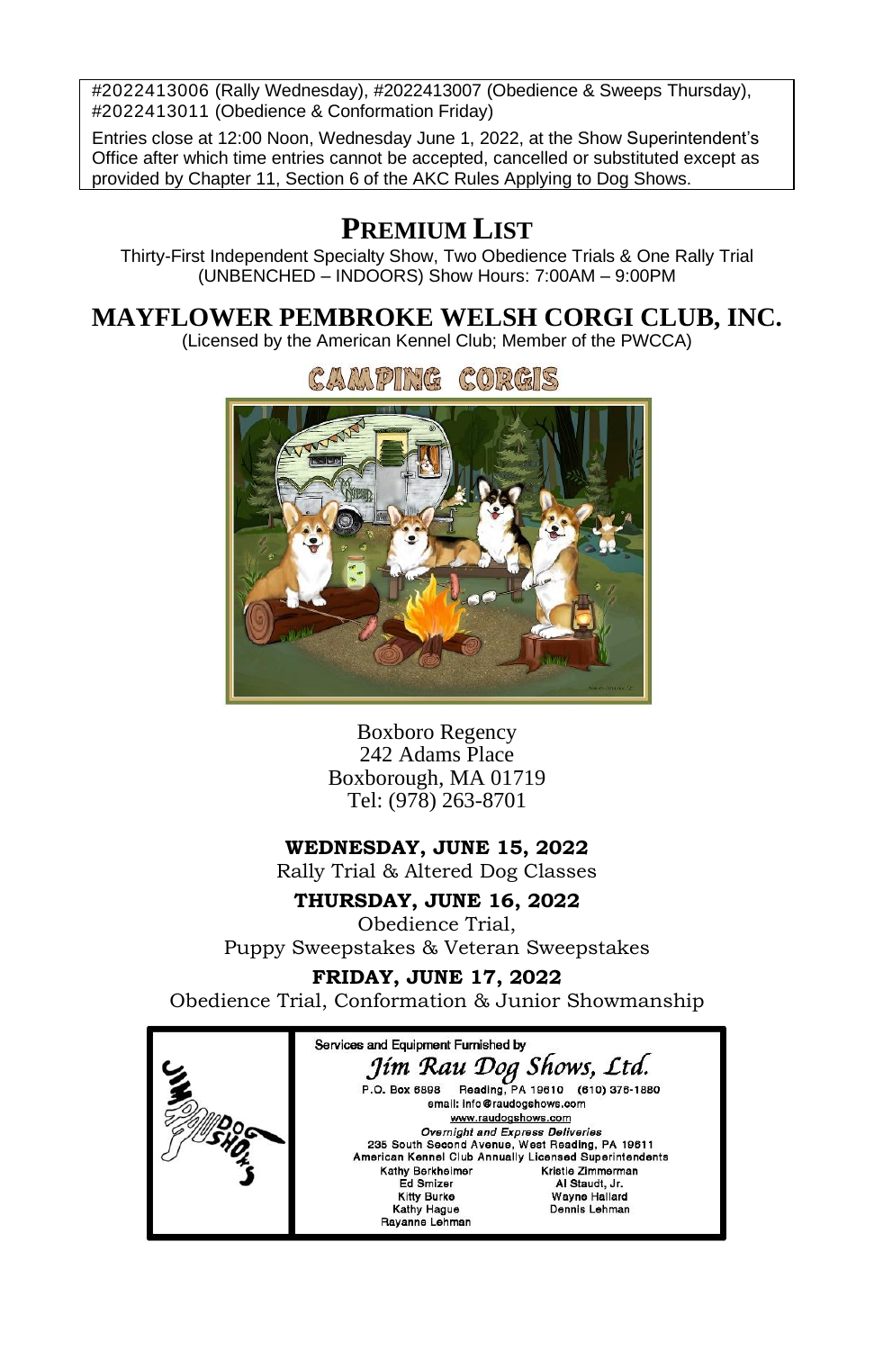#2022413006 (Rally Wednesday), #2022413007 (Obedience & Sweeps Thursday), #2022413011 (Obedience & Conformation Friday)

Entries close at 12:00 Noon, Wednesday June 1, 2022, at the Show Superintendent's Office after which time entries cannot be accepted, cancelled or substituted except as provided by Chapter 11, Section 6 of the AKC Rules Applying to Dog Shows.

# PREMIUM LIST

Thirty-First Independent Specialty Show, Two Obedience Trials & One Rally Trial
(UNBENCHED – INDOORS) Show Hours: 7:00AM – 9:00PM

# MAYFLOWER PEMBROKE WELSH CORGI CLUB, INC.

(Licensed by the American Kennel Club; Member of the PWCCA)

CAMPING CORGIS

Boxboro Regency
242 Adams Place
Boxborough, MA 01719
Tel: (978) 263-8701

**WEDNESDAY, JUNE 15, 2022**
Rally Trial & Altered Dog Classes

**THURSDAY, JUNE 16, 2022**
Obedience Trial,
Puppy Sweepstakes & Veteran Sweepstakes

**FRIDAY, JUNE 17, 2022**
Obedience Trial, Conformation & Junior Showmanship

Services and Equipment Furnished by

*Jim Rau Dog Shows, Ltd.*

P.O. Box 6898 Reading, PA 19610 (610) 376-1880
email: info@raudogshows.com
www.raudogshows.com

*Overnight and Express Deliveries*
235 South Second Avenue, West Reading, PA 19611

American Kennel Club Annually Licensed Superintendents

Kathy Berkheimer, Ed Smizer, Kitty Burke, Kathy Hague, Rayanne Lehman, Kristie Zimmerman, Al Staudt, Jr., Wayne Hallard, Dennis Lehman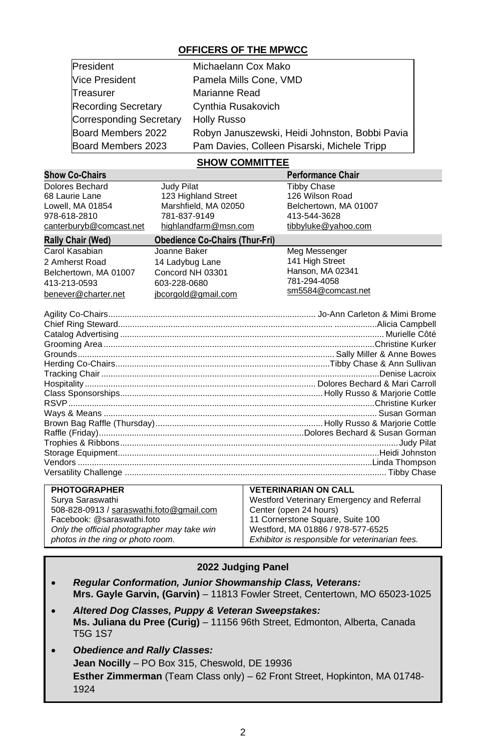## OFFICERS OF THE MPWCC

| | |
|---|---|
| President | Michaelann Cox Mako |
| Vice President | Pamela Mills Cone, VMD |
| Treasurer | Marianne Read |
| Recording Secretary | Cynthia Rusakovich |
| Corresponding Secretary | Holly Russo |
| Board Members 2022 | Robyn Januszewski, Heidi Johnston, Bobbi Pavia |
| Board Members 2023 | Pam Davies, Colleen Pisarski, Michele Tripp |

## SHOW COMMITTEE

| Show Co-Chairs | | Performance Chair |
|---|---|---|
| Dolores Bechard | Judy Pilat | Tibby Chase |
| 68 Laurie Lane | 123 Highland Street | 126 Wilson Road |
| Lowell, MA 01854 | Marshfield, MA 02050 | Belchertown, MA 01007 |
| 978-618-2810 | 781-837-9149 | 413-544-3628 |
| canterburyb@comcast.net | highlandfarm@msn.com | tibbyluke@yahoo.com |

| Rally Chair (Wed) | Obedience Co-Chairs (Thur-Fri) | |
|---|---|---|
| Carol Kasabian | Joanne Baker | Meg Messenger |
| 2 Amherst Road | 14 Ladybug Lane | 141 High Street |
| Belchertown, MA 01007 | Concord NH 03301 | Hanson, MA 02341 |
| 413-213-0593 | 603-228-0680 | 781-294-4058 |
| benever@charter.net | jbcorgold@gmail.com | sm5584@comcast.net |

Agility Co-Chairs ..... Jo-Ann Carleton & Mimi Brome
Chief Ring Steward ..... Alicia Campbell
Catalog Advertising ..... Murielle Côté
Grooming Area ..... Christine Kurker
Grounds ..... Sally Miller & Anne Bowes
Herding Co-Chairs ..... Tibby Chase & Ann Sullivan
Tracking Chair ..... Denise Lacroix
Hospitality ..... Dolores Bechard & Mari Carroll
Class Sponsorships ..... Holly Russo & Marjorie Cottle
RSVP ..... Christine Kurker
Ways & Means ..... Susan Gorman
Brown Bag Raffle (Thursday) ..... Holly Russo & Marjorie Cottle
Raffle (Friday) ..... Dolores Bechard & Susan Gorman
Trophies & Ribbons ..... Judy Pilat
Storage Equipment ..... Heidi Johnston
Vendors ..... Linda Thompson
Versatility Challenge ..... Tibby Chase

| PHOTOGRAPHER | VETERINARIAN ON CALL |
|---|---|
| Surya Saraswathi | Westford Veterinary Emergency and Referral |
| 508-828-0913 / saraswathi.foto@gmail.com | Center (open 24 hours) |
| Facebook: @saraswathi.foto | 11 Cornerstone Square, Suite 100 |
| *Only the official photographer may take win* | Westford, MA 01886 / 978-577-6525 |
| *photos in the ring or photo room.* | *Exhibitor is responsible for veterinarian fees.* |

### 2022 Judging Panel

- ***Regular Conformation, Junior Showmanship Class, Veterans:***
  **Mrs. Gayle Garvin, (Garvin)** – 11813 Fowler Street, Centertown, MO 65023-1025
- ***Altered Dog Classes, Puppy & Veteran Sweepstakes:***
  **Ms. Juliana du Pree (Curig)** – 11156 96th Street, Edmonton, Alberta, Canada T5G 1S7
- ***Obedience and Rally Classes:***
  **Jean Nocilly** – PO Box 315, Cheswold, DE 19936
  **Esther Zimmerman** (Team Class only) – 62 Front Street, Hopkinton, MA 01748-1924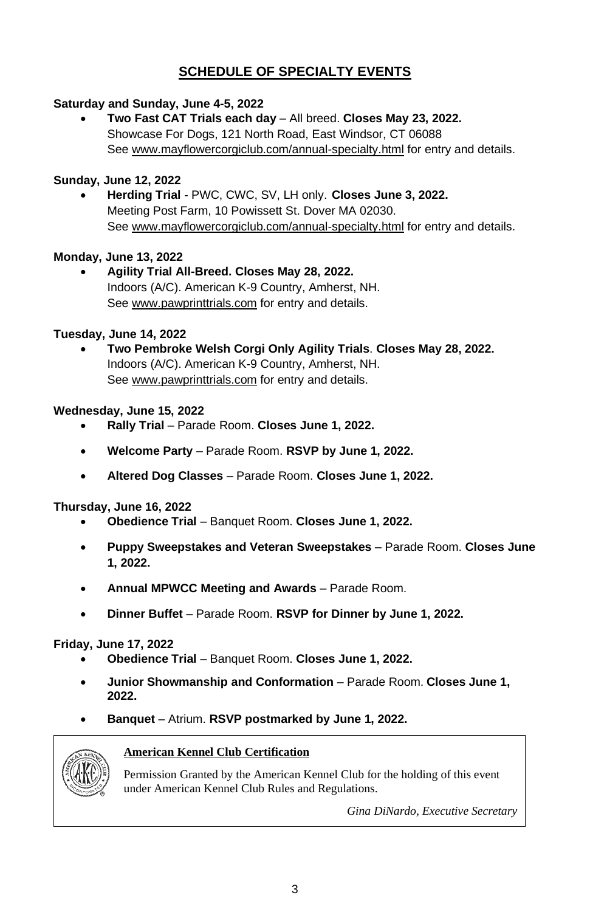## SCHEDULE OF SPECIALTY EVENTS

**Saturday and Sunday, June 4-5, 2022**

- **Two Fast CAT Trials each day** – All breed. **Closes May 23, 2022.**
  Showcase For Dogs, 121 North Road, East Windsor, CT 06088
  See www.mayflowercorgiclub.com/annual-specialty.html for entry and details.

**Sunday, June 12, 2022**

- **Herding Trial** - PWC, CWC, SV, LH only. **Closes June 3, 2022.**
  Meeting Post Farm, 10 Powissett St. Dover MA 02030.
  See www.mayflowercorgiclub.com/annual-specialty.html for entry and details.

**Monday, June 13, 2022**

- **Agility Trial All-Breed. Closes May 28, 2022.**
  Indoors (A/C). American K-9 Country, Amherst, NH.
  See www.pawprinttrials.com for entry and details.

**Tuesday, June 14, 2022**

- **Two Pembroke Welsh Corgi Only Agility Trials**. **Closes May 28, 2022.**
  Indoors (A/C). American K-9 Country, Amherst, NH.
  See www.pawprinttrials.com for entry and details.

**Wednesday, June 15, 2022**

- **Rally Trial** – Parade Room. **Closes June 1, 2022.**
- **Welcome Party** – Parade Room. **RSVP by June 1, 2022.**
- **Altered Dog Classes** – Parade Room. **Closes June 1, 2022.**

**Thursday, June 16, 2022**

- **Obedience Trial** – Banquet Room. **Closes June 1, 2022.**
- **Puppy Sweepstakes and Veteran Sweepstakes** – Parade Room. **Closes June 1, 2022.**
- **Annual MPWCC Meeting and Awards** – Parade Room.
- **Dinner Buffet** – Parade Room. **RSVP for Dinner by June 1, 2022.**

**Friday, June 17, 2022**

- **Obedience Trial** – Banquet Room. **Closes June 1, 2022.**
- **Junior Showmanship and Conformation** – Parade Room. **Closes June 1, 2022.**
- **Banquet** – Atrium. **RSVP postmarked by June 1, 2022.**

**American Kennel Club Certification**

Permission Granted by the American Kennel Club for the holding of this event under American Kennel Club Rules and Regulations.

*Gina DiNardo, Executive Secretary*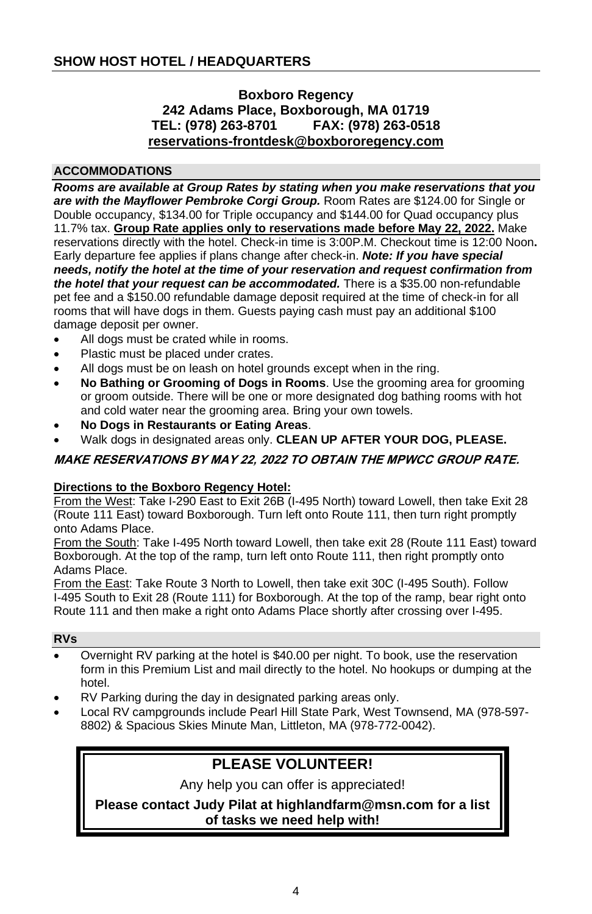## SHOW HOST HOTEL / HEADQUARTERS

**Boxboro Regency**
**242 Adams Place, Boxborough, MA 01719**
**TEL: (978) 263-8701 FAX: (978) 263-0518**
**reservations-frontdesk@boxbororegency.com**

### ACCOMMODATIONS

***Rooms are available at Group Rates by stating when you make reservations that you are with the Mayflower Pembroke Corgi Group.*** Room Rates are $124.00 for Single or Double occupancy, $134.00 for Triple occupancy and $144.00 for Quad occupancy plus 11.7% tax. **Group Rate applies only to reservations made before May 22, 2022.** Make reservations directly with the hotel. Check-in time is 3:00P.M. Checkout time is 12:00 Noon**.** Early departure fee applies if plans change after check-in. ***Note: If you have special needs, notify the hotel at the time of your reservation and request confirmation from the hotel that your request can be accommodated.*** There is a $35.00 non-refundable pet fee and a $150.00 refundable damage deposit required at the time of check-in for all rooms that will have dogs in them. Guests paying cash must pay an additional $100 damage deposit per owner.

- All dogs must be crated while in rooms.
- Plastic must be placed under crates.
- All dogs must be on leash on hotel grounds except when in the ring.
- **No Bathing or Grooming of Dogs in Rooms**. Use the grooming area for grooming or groom outside. There will be one or more designated dog bathing rooms with hot and cold water near the grooming area. Bring your own towels.
- **No Dogs in Restaurants or Eating Areas**.
- Walk dogs in designated areas only. **CLEAN UP AFTER YOUR DOG, PLEASE.**

***MAKE RESERVATIONS BY MAY 22, 2022 TO OBTAIN THE MPWCC GROUP RATE.***

**Directions to the Boxboro Regency Hotel:**

From the West: Take I-290 East to Exit 26B (I-495 North) toward Lowell, then take Exit 28 (Route 111 East) toward Boxborough. Turn left onto Route 111, then turn right promptly onto Adams Place.

From the South: Take I-495 North toward Lowell, then take exit 28 (Route 111 East) toward Boxborough. At the top of the ramp, turn left onto Route 111, then right promptly onto Adams Place.

From the East: Take Route 3 North to Lowell, then take exit 30C (I-495 South). Follow I-495 South to Exit 28 (Route 111) for Boxborough. At the top of the ramp, bear right onto Route 111 and then make a right onto Adams Place shortly after crossing over I-495.

### RVs

- Overnight RV parking at the hotel is $40.00 per night. To book, use the reservation form in this Premium List and mail directly to the hotel. No hookups or dumping at the hotel.
- RV Parking during the day in designated parking areas only.
- Local RV campgrounds include Pearl Hill State Park, West Townsend, MA (978-597-8802) & Spacious Skies Minute Man, Littleton, MA (978-772-0042).

**PLEASE VOLUNTEER!**

Any help you can offer is appreciated!

**Please contact Judy Pilat at highlandfarm@msn.com for a list of tasks we need help with!**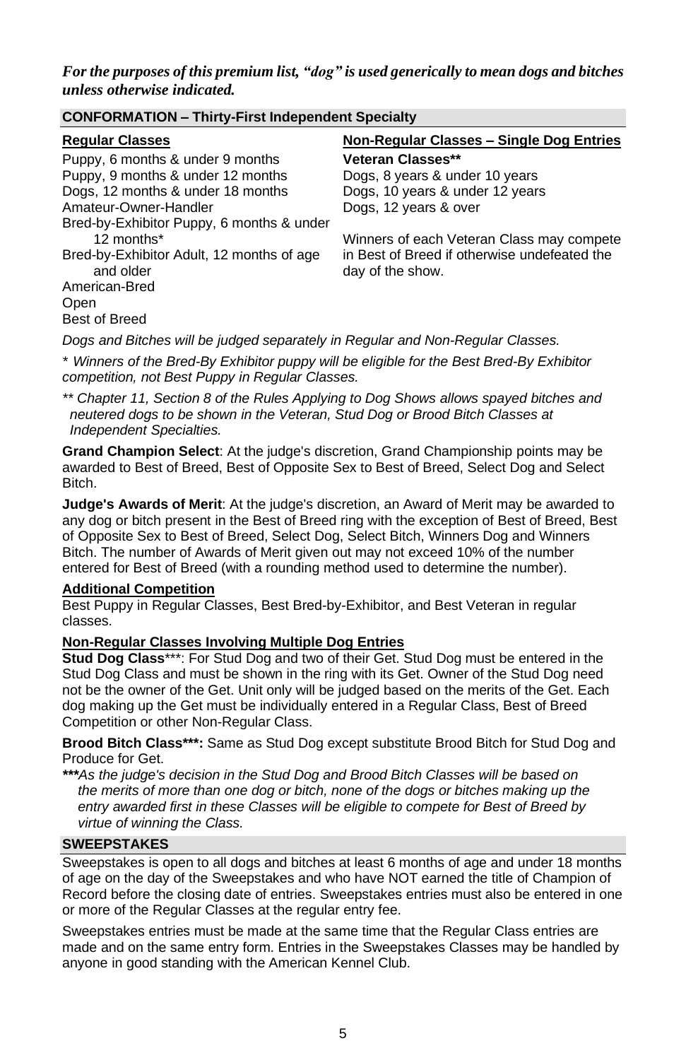***For the purposes of this premium list, "dog" is used generically to mean dogs and bitches unless otherwise indicated.***

## CONFORMATION – Thirty-First Independent Specialty

**Regular Classes**

Puppy, 6 months & under 9 months
Puppy, 9 months & under 12 months
Dogs, 12 months & under 18 months
Amateur-Owner-Handler
Bred-by-Exhibitor Puppy, 6 months & under 12 months*
Bred-by-Exhibitor Adult, 12 months of age and older
American-Bred
Open
Best of Breed

**Non-Regular Classes – Single Dog Entries**

**Veteran Classes****
Dogs, 8 years & under 10 years
Dogs, 10 years & under 12 years
Dogs, 12 years & over

Winners of each Veteran Class may compete in Best of Breed if otherwise undefeated the day of the show.

*Dogs and Bitches will be judged separately in Regular and Non-Regular Classes.*

\* *Winners of the Bred-By Exhibitor puppy will be eligible for the Best Bred-By Exhibitor competition, not Best Puppy in Regular Classes.*

\** *Chapter 11, Section 8 of the Rules Applying to Dog Shows allows spayed bitches and neutered dogs to be shown in the Veteran, Stud Dog or Brood Bitch Classes at Independent Specialties.*

**Grand Champion Select**: At the judge's discretion, Grand Championship points may be awarded to Best of Breed, Best of Opposite Sex to Best of Breed, Select Dog and Select Bitch.

**Judge's Awards of Merit**: At the judge's discretion, an Award of Merit may be awarded to any dog or bitch present in the Best of Breed ring with the exception of Best of Breed, Best of Opposite Sex to Best of Breed, Select Dog, Select Bitch, Winners Dog and Winners Bitch. The number of Awards of Merit given out may not exceed 10% of the number entered for Best of Breed (with a rounding method used to determine the number).

**Additional Competition**

Best Puppy in Regular Classes, Best Bred-by-Exhibitor, and Best Veteran in regular classes.

**Non-Regular Classes Involving Multiple Dog Entries**

**Stud Dog Class*****: For Stud Dog and two of their Get. Stud Dog must be entered in the Stud Dog Class and must be shown in the ring with its Get. Owner of the Stud Dog need not be the owner of the Get. Unit only will be judged based on the merits of the Get. Each dog making up the Get must be individually entered in a Regular Class, Best of Breed Competition or other Non-Regular Class.

**Brood Bitch Class*****:** Same as Stud Dog except substitute Brood Bitch for Stud Dog and Produce for Get.

***\*\*\*****As the judge's decision in the Stud Dog and Brood Bitch Classes will be based on the merits of more than one dog or bitch, none of the dogs or bitches making up the entry awarded first in these Classes will be eligible to compete for Best of Breed by virtue of winning the Class.*

## SWEEPSTAKES

Sweepstakes is open to all dogs and bitches at least 6 months of age and under 18 months of age on the day of the Sweepstakes and who have NOT earned the title of Champion of Record before the closing date of entries. Sweepstakes entries must also be entered in one or more of the Regular Classes at the regular entry fee.

Sweepstakes entries must be made at the same time that the Regular Class entries are made and on the same entry form. Entries in the Sweepstakes Classes may be handled by anyone in good standing with the American Kennel Club.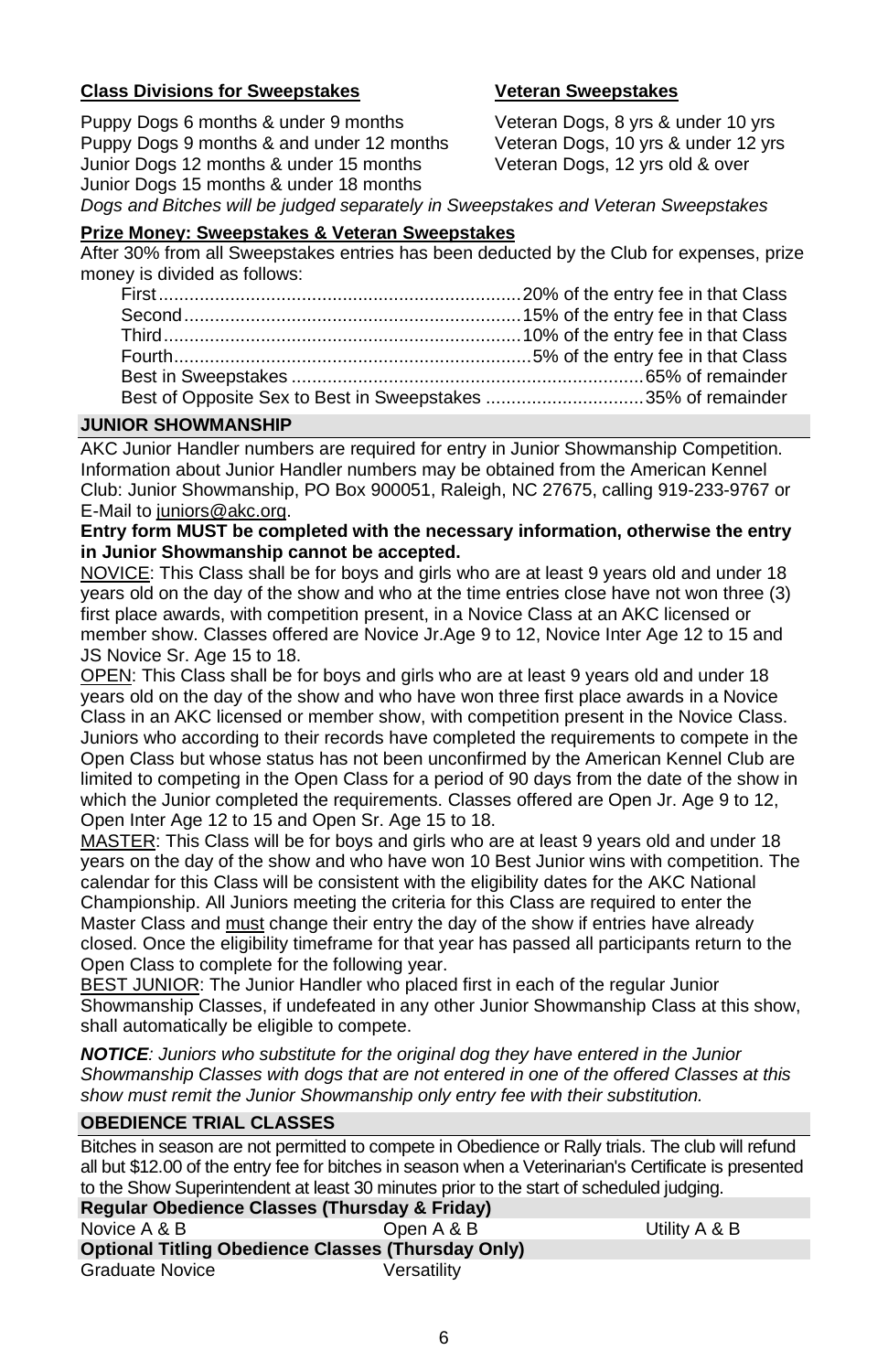**Class Divisions for Sweepstakes**

Puppy Dogs 6 months & under 9 months
Puppy Dogs 9 months & and under 12 months
Junior Dogs 12 months & under 15 months
Junior Dogs 15 months & under 18 months

**Veteran Sweepstakes**

Veteran Dogs, 8 yrs & under 10 yrs
Veteran Dogs, 10 yrs & under 12 yrs
Veteran Dogs, 12 yrs old & over

*Dogs and Bitches will be judged separately in Sweepstakes and Veteran Sweepstakes*

**Prize Money: Sweepstakes & Veteran Sweepstakes**

After 30% from all Sweepstakes entries has been deducted by the Club for expenses, prize money is divided as follows:

First ........ 20% of the entry fee in that Class
Second ........ 15% of the entry fee in that Class
Third ........ 10% of the entry fee in that Class
Fourth ........ 5% of the entry fee in that Class
Best in Sweepstakes ........ 65% of remainder
Best of Opposite Sex to Best in Sweepstakes ........ 35% of remainder

## JUNIOR SHOWMANSHIP

AKC Junior Handler numbers are required for entry in Junior Showmanship Competition. Information about Junior Handler numbers may be obtained from the American Kennel Club: Junior Showmanship, PO Box 900051, Raleigh, NC 27675, calling 919-233-9767 or E-Mail to juniors@akc.org.

**Entry form MUST be completed with the necessary information, otherwise the entry in Junior Showmanship cannot be accepted.**

NOVICE: This Class shall be for boys and girls who are at least 9 years old and under 18 years old on the day of the show and who at the time entries close have not won three (3) first place awards, with competition present, in a Novice Class at an AKC licensed or member show. Classes offered are Novice Jr.Age 9 to 12, Novice Inter Age 12 to 15 and JS Novice Sr. Age 15 to 18.

OPEN: This Class shall be for boys and girls who are at least 9 years old and under 18 years old on the day of the show and who have won three first place awards in a Novice Class in an AKC licensed or member show, with competition present in the Novice Class. Juniors who according to their records have completed the requirements to compete in the Open Class but whose status has not been unconfirmed by the American Kennel Club are limited to competing in the Open Class for a period of 90 days from the date of the show in which the Junior completed the requirements. Classes offered are Open Jr. Age 9 to 12, Open Inter Age 12 to 15 and Open Sr. Age 15 to 18.

MASTER: This Class will be for boys and girls who are at least 9 years old and under 18 years on the day of the show and who have won 10 Best Junior wins with competition. The calendar for this Class will be consistent with the eligibility dates for the AKC National Championship. All Juniors meeting the criteria for this Class are required to enter the Master Class and must change their entry the day of the show if entries have already closed. Once the eligibility timeframe for that year has passed all participants return to the Open Class to complete for the following year.

BEST JUNIOR: The Junior Handler who placed first in each of the regular Junior Showmanship Classes, if undefeated in any other Junior Showmanship Class at this show, shall automatically be eligible to compete.

***NOTICE**: Juniors who substitute for the original dog they have entered in the Junior Showmanship Classes with dogs that are not entered in one of the offered Classes at this show must remit the Junior Showmanship only entry fee with their substitution.*

## OBEDIENCE TRIAL CLASSES

Bitches in season are not permitted to compete in Obedience or Rally trials. The club will refund all but $12.00 of the entry fee for bitches in season when a Veterinarian's Certificate is presented to the Show Superintendent at least 30 minutes prior to the start of scheduled judging.

**Regular Obedience Classes (Thursday & Friday)**

Novice A & B | Open A & B | Utility A & B

**Optional Titling Obedience Classes (Thursday Only)**

Graduate Novice | Versatility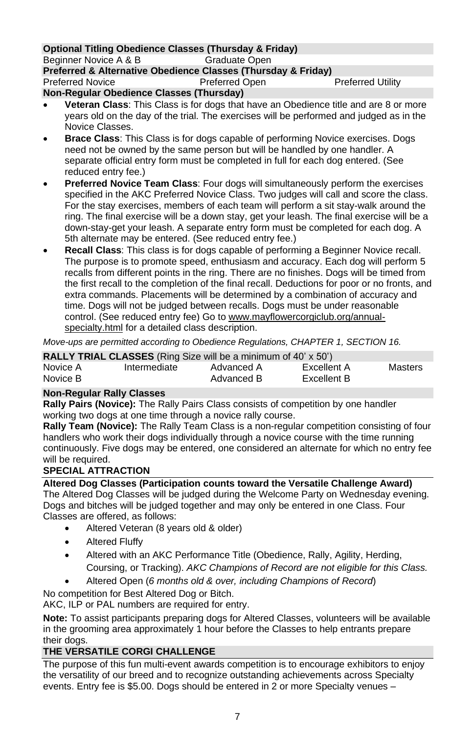**Optional Titling Obedience Classes (Thursday & Friday)**

| | |
|---|---|
| Beginner Novice A & B | Graduate Open |

**Preferred & Alternative Obedience Classes (Thursday & Friday)**

| | | |
|---|---|---|
| Preferred Novice | Preferred Open | Preferred Utility |

**Non-Regular Obedience Classes (Thursday)**

- **Veteran Class**: This Class is for dogs that have an Obedience title and are 8 or more years old on the day of the trial. The exercises will be performed and judged as in the Novice Classes.
- **Brace Class**: This Class is for dogs capable of performing Novice exercises. Dogs need not be owned by the same person but will be handled by one handler. A separate official entry form must be completed in full for each dog entered. (See reduced entry fee.)
- **Preferred Novice Team Class**: Four dogs will simultaneously perform the exercises specified in the AKC Preferred Novice Class. Two judges will call and score the class. For the stay exercises, members of each team will perform a sit stay-walk around the ring. The final exercise will be a down stay, get your leash. The final exercise will be a down-stay-get your leash. A separate entry form must be completed for each dog. A 5th alternate may be entered. (See reduced entry fee.)
- **Recall Class**: This class is for dogs capable of performing a Beginner Novice recall. The purpose is to promote speed, enthusiasm and accuracy. Each dog will perform 5 recalls from different points in the ring. There are no finishes. Dogs will be timed from the first recall to the completion of the final recall. Deductions for poor or no fronts, and extra commands. Placements will be determined by a combination of accuracy and time. Dogs will not be judged between recalls. Dogs must be under reasonable control. (See reduced entry fee) Go to www.mayflowercorgiclub.org/annual-specialty.html for a detailed class description.

*Move-ups are permitted according to Obedience Regulations, CHAPTER 1, SECTION 16.*

**RALLY TRIAL CLASSES** (Ring Size will be a minimum of 40' x 50')

| | | | | |
|---|---|---|---|---|
| Novice A | Intermediate | Advanced A | Excellent A | Masters |
| Novice B | | Advanced B | Excellent B | |

**Non-Regular Rally Classes**

**Rally Pairs (Novice):** The Rally Pairs Class consists of competition by one handler working two dogs at one time through a novice rally course.

**Rally Team (Novice):** The Rally Team Class is a non-regular competition consisting of four handlers who work their dogs individually through a novice course with the time running continuously. Five dogs may be entered, one considered an alternate for which no entry fee will be required.

**SPECIAL ATTRACTION**

**Altered Dog Classes (Participation counts toward the Versatile Challenge Award)**

The Altered Dog Classes will be judged during the Welcome Party on Wednesday evening. Dogs and bitches will be judged together and may only be entered in one Class. Four Classes are offered, as follows:

- Altered Veteran (8 years old & older)
- Altered Fluffy
- Altered with an AKC Performance Title (Obedience, Rally, Agility, Herding, Coursing, or Tracking). *AKC Champions of Record are not eligible for this Class.*
- Altered Open (*6 months old & over, including Champions of Record*)

No competition for Best Altered Dog or Bitch.

AKC, ILP or PAL numbers are required for entry.

**Note:** To assist participants preparing dogs for Altered Classes, volunteers will be available in the grooming area approximately 1 hour before the Classes to help entrants prepare their dogs.

**THE VERSATILE CORGI CHALLENGE**

The purpose of this fun multi-event awards competition is to encourage exhibitors to enjoy the versatility of our breed and to recognize outstanding achievements across Specialty events. Entry fee is $5.00. Dogs should be entered in 2 or more Specialty venues –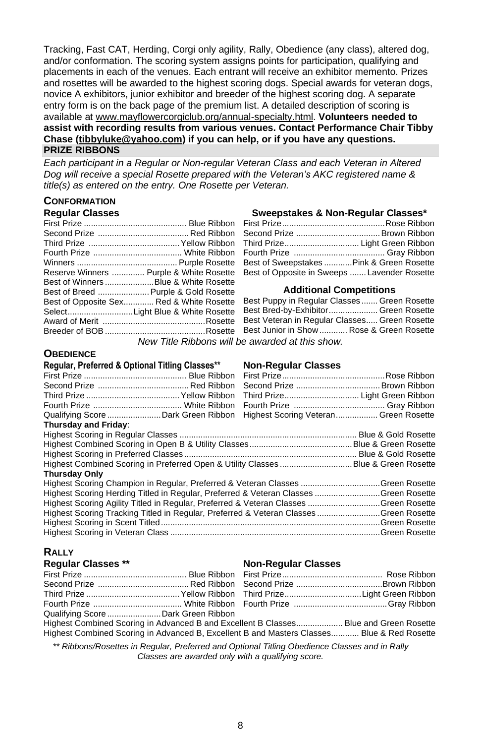Tracking, Fast CAT, Herding, Corgi only agility, Rally, Obedience (any class), altered dog, and/or conformation. The scoring system assigns points for participation, qualifying and placements in each of the venues. Each entrant will receive an exhibitor memento. Prizes and rosettes will be awarded to the highest scoring dogs. Special awards for veteran dogs, novice A exhibitors, junior exhibitor and breeder of the highest scoring dog. A separate entry form is on the back page of the premium list. A detailed description of scoring is available at www.mayflowercorgiclub.org/annual-specialty.html. **Volunteers needed to assist with recording results from various venues. Contact Performance Chair Tibby Chase (tibbyluke@yahoo.com) if you can help, or if you have any questions.**

## PRIZE RIBBONS

*Each participant in a Regular or Non-regular Veteran Class and each Veteran in Altered Dog will receive a special Rosette prepared with the Veteran's AKC registered name & title(s) as entered on the entry. One Rosette per Veteran.*

### CONFORMATION

**Regular Classes**

| | |
|---|---|
| First Prize | Blue Ribbon |
| Second Prize | Red Ribbon |
| Third Prize | Yellow Ribbon |
| Fourth Prize | White Ribbon |
| Winners | Purple Rosette |
| Reserve Winners | Purple & White Rosette |
| Best of Winners | Blue & White Rosette |
| Best of Breed | Purple & Gold Rosette |
| Best of Opposite Sex | Red & White Rosette |
| Select | Light Blue & White Rosette |
| Award of Merit | Rosette |
| Breeder of BOB | Rosette |

**Sweepstakes & Non-Regular Classes***

| | |
|---|---|
| First Prize | Rose Ribbon |
| Second Prize | Brown Ribbon |
| Third Prize | Light Green Ribbon |
| Fourth Prize | Gray Ribbon |
| Best of Sweepstakes | Pink & Green Rosette |
| Best of Opposite in Sweeps | Lavender Rosette |

**Additional Competitions**

| | |
|---|---|
| Best Puppy in Regular Classes | Green Rosette |
| Best Bred-by-Exhibitor | Green Rosette |
| Best Veteran in Regular Classes | Green Rosette |
| Best Junior in Show | Rose & Green Rosette |

*New Title Ribbons will be awarded at this show.*

### OBEDIENCE

**Regular, Preferred & Optional Titling Classes****

| | |
|---|---|
| First Prize | Blue Ribbon |
| Second Prize | Red Ribbon |
| Third Prize | Yellow Ribbon |
| Fourth Prize | White Ribbon |
| Qualifying Score | Dark Green Ribbon |

**Non-Regular Classes**

| | |
|---|---|
| First Prize | Rose Ribbon |
| Second Prize | Brown Ribbon |
| Third Prize | Light Green Ribbon |
| Fourth Prize | Gray Ribbon |
| Highest Scoring Veteran | Green Rosette |

**Thursday and Friday**:

| | |
|---|---|
| Highest Scoring in Regular Classes | Blue & Gold Rosette |
| Highest Combined Scoring in Open B & Utility Classes | Blue & Green Rosette |
| Highest Scoring in Preferred Classes | Blue & Gold Rosette |
| Highest Combined Scoring in Preferred Open & Utility Classes | Blue & Green Rosette |

**Thursday Only**

| | |
|---|---|
| Highest Scoring Champion in Regular, Preferred & Veteran Classes | Green Rosette |
| Highest Scoring Herding Titled in Regular, Preferred & Veteran Classes | Green Rosette |
| Highest Scoring Agility Titled in Regular, Preferred & Veteran Classes | Green Rosette |
| Highest Scoring Tracking Titled in Regular, Preferred & Veteran Classes | Green Rosette |
| Highest Scoring in Scent Titled | Green Rosette |
| Highest Scoring in Veteran Class | Green Rosette |

### RALLY

**Regular Classes ****

| | |
|---|---|
| First Prize | Blue Ribbon |
| Second Prize | Red Ribbon |
| Third Prize | Yellow Ribbon |
| Fourth Prize | White Ribbon |
| Qualifying Score | Dark Green Ribbon |

**Non-Regular Classes**

| | |
|---|---|
| First Prize | Rose Ribbon |
| Second Prize | Brown Ribbon |
| Third Prize | Light Green Ribbon |
| Fourth Prize | Gray Ribbon |

| | |
|---|---|
| Highest Combined Scoring in Advanced B and Excellent B Classes | Blue and Green Rosette |
| Highest Combined Scoring in Advanced B, Excellent B and Masters Classes | Blue & Red Rosette |

*** Ribbons/Rosettes in Regular, Preferred and Optional Titling Obedience Classes and in Rally Classes are awarded only with a qualifying score.*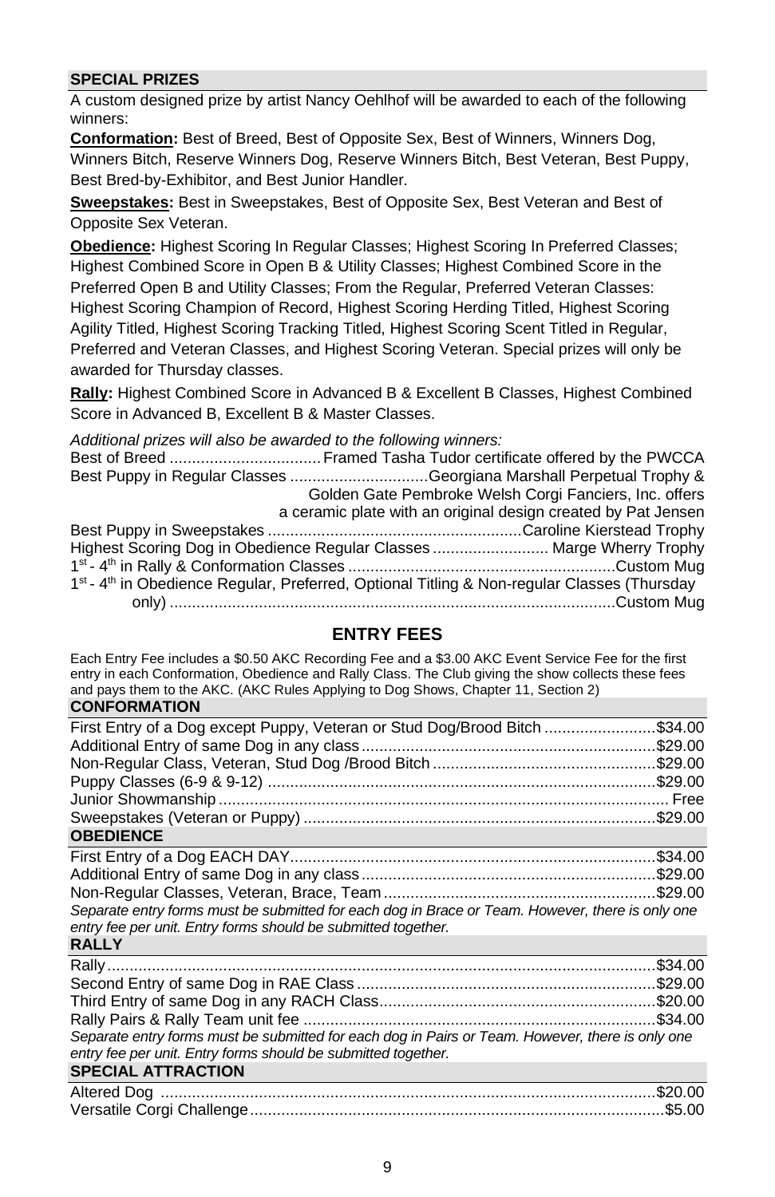## SPECIAL PRIZES

A custom designed prize by artist Nancy Oehlhof will be awarded to each of the following winners:

**Conformation:** Best of Breed, Best of Opposite Sex, Best of Winners, Winners Dog, Winners Bitch, Reserve Winners Dog, Reserve Winners Bitch, Best Veteran, Best Puppy, Best Bred-by-Exhibitor, and Best Junior Handler.

**Sweepstakes:** Best in Sweepstakes, Best of Opposite Sex, Best Veteran and Best of Opposite Sex Veteran.

**Obedience:** Highest Scoring In Regular Classes; Highest Scoring In Preferred Classes; Highest Combined Score in Open B & Utility Classes; Highest Combined Score in the Preferred Open B and Utility Classes; From the Regular, Preferred Veteran Classes: Highest Scoring Champion of Record, Highest Scoring Herding Titled, Highest Scoring Agility Titled, Highest Scoring Tracking Titled, Highest Scoring Scent Titled in Regular, Preferred and Veteran Classes, and Highest Scoring Veteran. Special prizes will only be awarded for Thursday classes.

**Rally:** Highest Combined Score in Advanced B & Excellent B Classes, Highest Combined Score in Advanced B, Excellent B & Master Classes.

*Additional prizes will also be awarded to the following winners:*

Best of Breed .................................. Framed Tasha Tudor certificate offered by the PWCCA
Best Puppy in Regular Classes ............................... Georgiana Marshall Perpetual Trophy & Golden Gate Pembroke Welsh Corgi Fanciers, Inc. offers a ceramic plate with an original design created by Pat Jensen
Best Puppy in Sweepstakes ......................................................... Caroline Kierstead Trophy
Highest Scoring Dog in Obedience Regular Classes .......................... Marge Wherry Trophy
1st - 4th in Rally & Conformation Classes ............................................................ Custom Mug
1st - 4th in Obedience Regular, Preferred, Optional Titling & Non-regular Classes (Thursday only) ................................................................................................... Custom Mug

## ENTRY FEES

Each Entry Fee includes a $0.50 AKC Recording Fee and a $3.00 AKC Event Service Fee for the first entry in each Conformation, Obedience and Rally Class. The Club giving the show collects these fees and pays them to the AKC. (AKC Rules Applying to Dog Shows, Chapter 11, Section 2)

### CONFORMATION

First Entry of a Dog except Puppy, Veteran or Stud Dog/Brood Bitch ......................... $34.00
Additional Entry of same Dog in any class ................................................................. $29.00
Non-Regular Class, Veteran, Stud Dog /Brood Bitch .................................................. $29.00
Puppy Classes (6-9 & 9-12) ....................................................................................... $29.00
Junior Showmanship .................................................................................................... Free
Sweepstakes (Veteran or Puppy) ............................................................................... $29.00

### OBEDIENCE

First Entry of a Dog EACH DAY.................................................................................. $34.00
Additional Entry of same Dog in any class .................................................................. $29.00
Non-Regular Classes, Veteran, Brace, Team ............................................................. $29.00

*Separate entry forms must be submitted for each dog in Brace or Team. However, there is only one entry fee per unit. Entry forms should be submitted together.*

### RALLY

Rally .......................................................................................................................... $34.00
Second Entry of same Dog in RAE Class ................................................................... $29.00
Third Entry of same Dog in any RACH Class.............................................................. $20.00
Rally Pairs & Rally Team unit fee ............................................................................... $34.00

*Separate entry forms must be submitted for each dog in Pairs or Team. However, there is only one entry fee per unit. Entry forms should be submitted together.*

### SPECIAL ATTRACTION

Altered Dog .............................................................................................................. $20.00
Versatile Corgi Challenge ............................................................................................ $5.00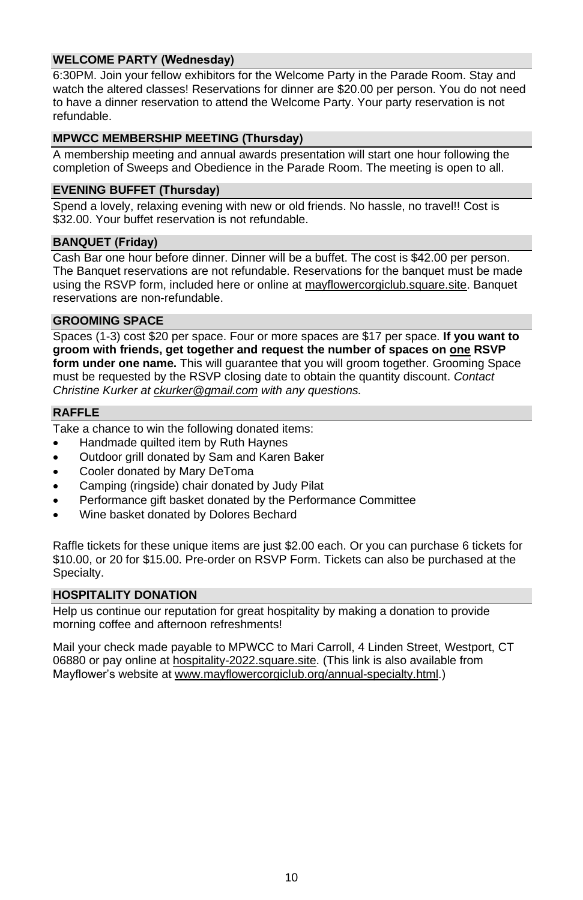## WELCOME PARTY (Wednesday)

6:30PM. Join your fellow exhibitors for the Welcome Party in the Parade Room. Stay and watch the altered classes! Reservations for dinner are $20.00 per person. You do not need to have a dinner reservation to attend the Welcome Party. Your party reservation is not refundable.

## MPWCC MEMBERSHIP MEETING (Thursday)

A membership meeting and annual awards presentation will start one hour following the completion of Sweeps and Obedience in the Parade Room. The meeting is open to all.

## EVENING BUFFET (Thursday)

Spend a lovely, relaxing evening with new or old friends. No hassle, no travel!! Cost is $32.00. Your buffet reservation is not refundable.

## BANQUET (Friday)

Cash Bar one hour before dinner. Dinner will be a buffet. The cost is $42.00 per person. The Banquet reservations are not refundable. Reservations for the banquet must be made using the RSVP form, included here or online at mayflowercorgiclub.square.site. Banquet reservations are non-refundable.

## GROOMING SPACE

Spaces (1-3) cost $20 per space. Four or more spaces are $17 per space. **If you want to groom with friends, get together and request the number of spaces on <u>one</u> RSVP form under one name.** This will guarantee that you will groom together. Grooming Space must be requested by the RSVP closing date to obtain the quantity discount. *Contact Christine Kurker at ckurker@gmail.com with any questions.*

## RAFFLE

Take a chance to win the following donated items:

- Handmade quilted item by Ruth Haynes
- Outdoor grill donated by Sam and Karen Baker
- Cooler donated by Mary DeToma
- Camping (ringside) chair donated by Judy Pilat
- Performance gift basket donated by the Performance Committee
- Wine basket donated by Dolores Bechard

Raffle tickets for these unique items are just $2.00 each. Or you can purchase 6 tickets for $10.00, or 20 for $15.00. Pre-order on RSVP Form. Tickets can also be purchased at the Specialty.

## HOSPITALITY DONATION

Help us continue our reputation for great hospitality by making a donation to provide morning coffee and afternoon refreshments!

Mail your check made payable to MPWCC to Mari Carroll, 4 Linden Street, Westport, CT 06880 or pay online at hospitality-2022.square.site. (This link is also available from Mayflower's website at www.mayflowercorgiclub.org/annual-specialty.html.)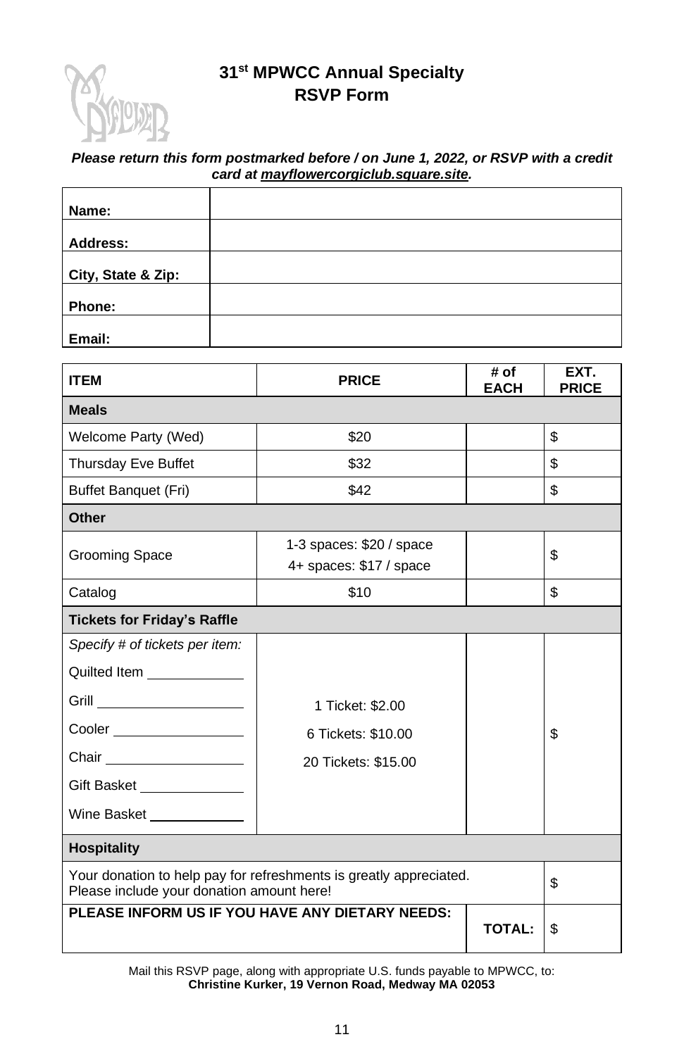# 31st MPWCC Annual Specialty RSVP Form

***Please return this form postmarked before / on June 1, 2022, or RSVP with a credit card at mayflowercorgiclub.square.site.***

| | |
|---|---|
| **Name:** | |
| **Address:** | |
| **City, State & Zip:** | |
| **Phone:** | |
| **Email:** | |

| **ITEM** | **PRICE** | **# of EACH** | **EXT. PRICE** |
|---|---|---|---|
| **Meals** | | | |
| Welcome Party (Wed) | $20 | | $ |
| Thursday Eve Buffet | $32 | | $ |
| Buffet Banquet (Fri) | $42 | | $ |
| **Other** | | | |
| Grooming Space | 1-3 spaces: $20 / space<br>4+ spaces: $17 / space | | $ |
| Catalog | $10 | | $ |
| **Tickets for Friday's Raffle** | | | |
| *Specify # of tickets per item:*<br>Quilted Item ______<br>Grill ______<br>Cooler ______<br>Chair ______<br>Gift Basket ______<br>Wine Basket ______ | 1 Ticket: $2.00<br>6 Tickets: $10.00<br>20 Tickets: $15.00 | | $ |
| **Hospitality** | | | |
| Your donation to help pay for refreshments is greatly appreciated. Please include your donation amount here! | | | $ |
| **PLEASE INFORM US IF YOU HAVE ANY DIETARY NEEDS:** | | **TOTAL:** | $ |

Mail this RSVP page, along with appropriate U.S. funds payable to MPWCC, to:
**Christine Kurker, 19 Vernon Road, Medway MA 02053**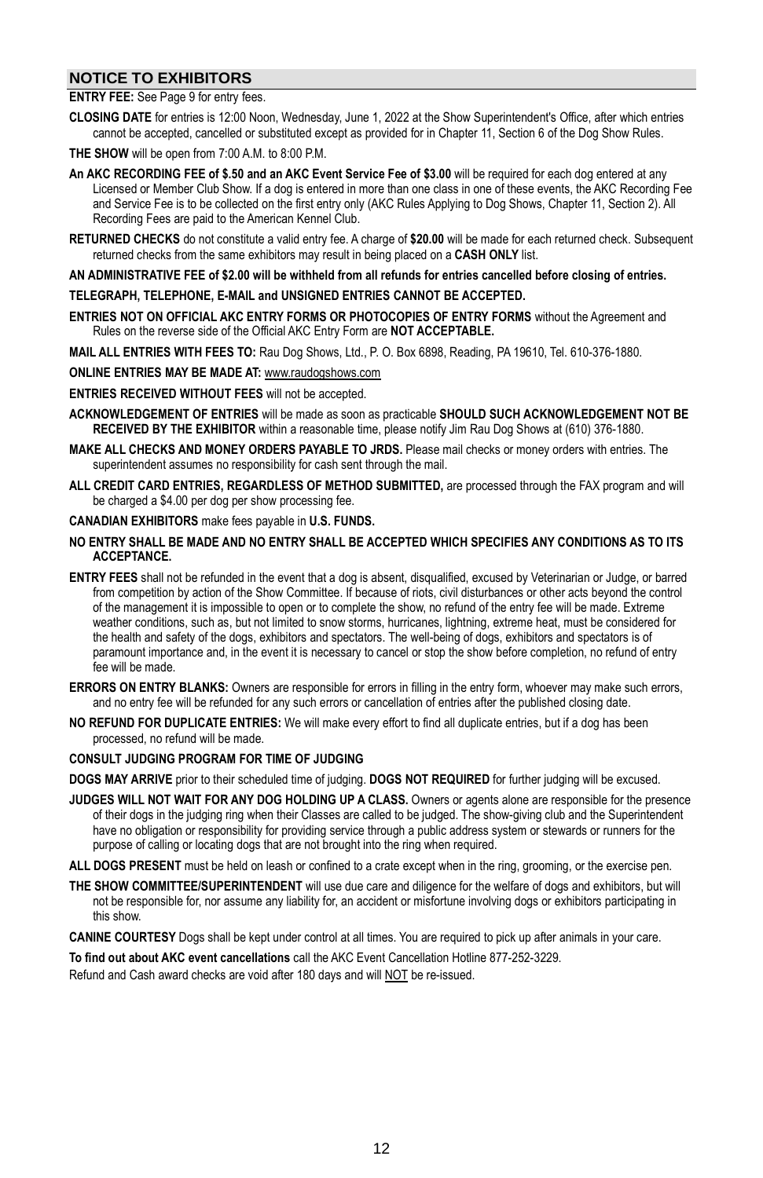## NOTICE TO EXHIBITORS

**ENTRY FEE:** See Page 9 for entry fees.

**CLOSING DATE** for entries is 12:00 Noon, Wednesday, June 1, 2022 at the Show Superintendent's Office, after which entries cannot be accepted, cancelled or substituted except as provided for in Chapter 11, Section 6 of the Dog Show Rules.

**THE SHOW** will be open from 7:00 A.M. to 8:00 P.M.

**An AKC RECORDING FEE of $.50 and an AKC Event Service Fee of $3.00** will be required for each dog entered at any Licensed or Member Club Show. If a dog is entered in more than one class in one of these events, the AKC Recording Fee and Service Fee is to be collected on the first entry only (AKC Rules Applying to Dog Shows, Chapter 11, Section 2). All Recording Fees are paid to the American Kennel Club.

**RETURNED CHECKS** do not constitute a valid entry fee. A charge of **$20.00** will be made for each returned check. Subsequent returned checks from the same exhibitors may result in being placed on a **CASH ONLY** list.

**AN ADMINISTRATIVE FEE of $2.00 will be withheld from all refunds for entries cancelled before closing of entries.**

**TELEGRAPH, TELEPHONE, E-MAIL and UNSIGNED ENTRIES CANNOT BE ACCEPTED.**

**ENTRIES NOT ON OFFICIAL AKC ENTRY FORMS OR PHOTOCOPIES OF ENTRY FORMS** without the Agreement and Rules on the reverse side of the Official AKC Entry Form are **NOT ACCEPTABLE.**

**MAIL ALL ENTRIES WITH FEES TO:** Rau Dog Shows, Ltd., P. O. Box 6898, Reading, PA 19610, Tel. 610-376-1880.

**ONLINE ENTRIES MAY BE MADE AT:** www.raudogshows.com

**ENTRIES RECEIVED WITHOUT FEES** will not be accepted.

**ACKNOWLEDGEMENT OF ENTRIES** will be made as soon as practicable **SHOULD SUCH ACKNOWLEDGEMENT NOT BE RECEIVED BY THE EXHIBITOR** within a reasonable time, please notify Jim Rau Dog Shows at (610) 376-1880.

**MAKE ALL CHECKS AND MONEY ORDERS PAYABLE TO JRDS.** Please mail checks or money orders with entries. The superintendent assumes no responsibility for cash sent through the mail.

**ALL CREDIT CARD ENTRIES, REGARDLESS OF METHOD SUBMITTED,** are processed through the FAX program and will be charged a $4.00 per dog per show processing fee.

**CANADIAN EXHIBITORS** make fees payable in **U.S. FUNDS.**

**NO ENTRY SHALL BE MADE AND NO ENTRY SHALL BE ACCEPTED WHICH SPECIFIES ANY CONDITIONS AS TO ITS ACCEPTANCE.**

**ENTRY FEES** shall not be refunded in the event that a dog is absent, disqualified, excused by Veterinarian or Judge, or barred from competition by action of the Show Committee. If because of riots, civil disturbances or other acts beyond the control of the management it is impossible to open or to complete the show, no refund of the entry fee will be made. Extreme weather conditions, such as, but not limited to snow storms, hurricanes, lightning, extreme heat, must be considered for the health and safety of the dogs, exhibitors and spectators. The well-being of dogs, exhibitors and spectators is of paramount importance and, in the event it is necessary to cancel or stop the show before completion, no refund of entry fee will be made.

**ERRORS ON ENTRY BLANKS:** Owners are responsible for errors in filling in the entry form, whoever may make such errors, and no entry fee will be refunded for any such errors or cancellation of entries after the published closing date.

**NO REFUND FOR DUPLICATE ENTRIES:** We will make every effort to find all duplicate entries, but if a dog has been processed, no refund will be made.

**CONSULT JUDGING PROGRAM FOR TIME OF JUDGING**

**DOGS MAY ARRIVE** prior to their scheduled time of judging. **DOGS NOT REQUIRED** for further judging will be excused.

**JUDGES WILL NOT WAIT FOR ANY DOG HOLDING UP A CLASS.** Owners or agents alone are responsible for the presence of their dogs in the judging ring when their Classes are called to be judged. The show-giving club and the Superintendent have no obligation or responsibility for providing service through a public address system or stewards or runners for the purpose of calling or locating dogs that are not brought into the ring when required.

**ALL DOGS PRESENT** must be held on leash or confined to a crate except when in the ring, grooming, or the exercise pen.

**THE SHOW COMMITTEE/SUPERINTENDENT** will use due care and diligence for the welfare of dogs and exhibitors, but will not be responsible for, nor assume any liability for, an accident or misfortune involving dogs or exhibitors participating in this show.

**CANINE COURTESY** Dogs shall be kept under control at all times. You are required to pick up after animals in your care.

**To find out about AKC event cancellations** call the AKC Event Cancellation Hotline 877-252-3229.

Refund and Cash award checks are void after 180 days and will NOT be re-issued.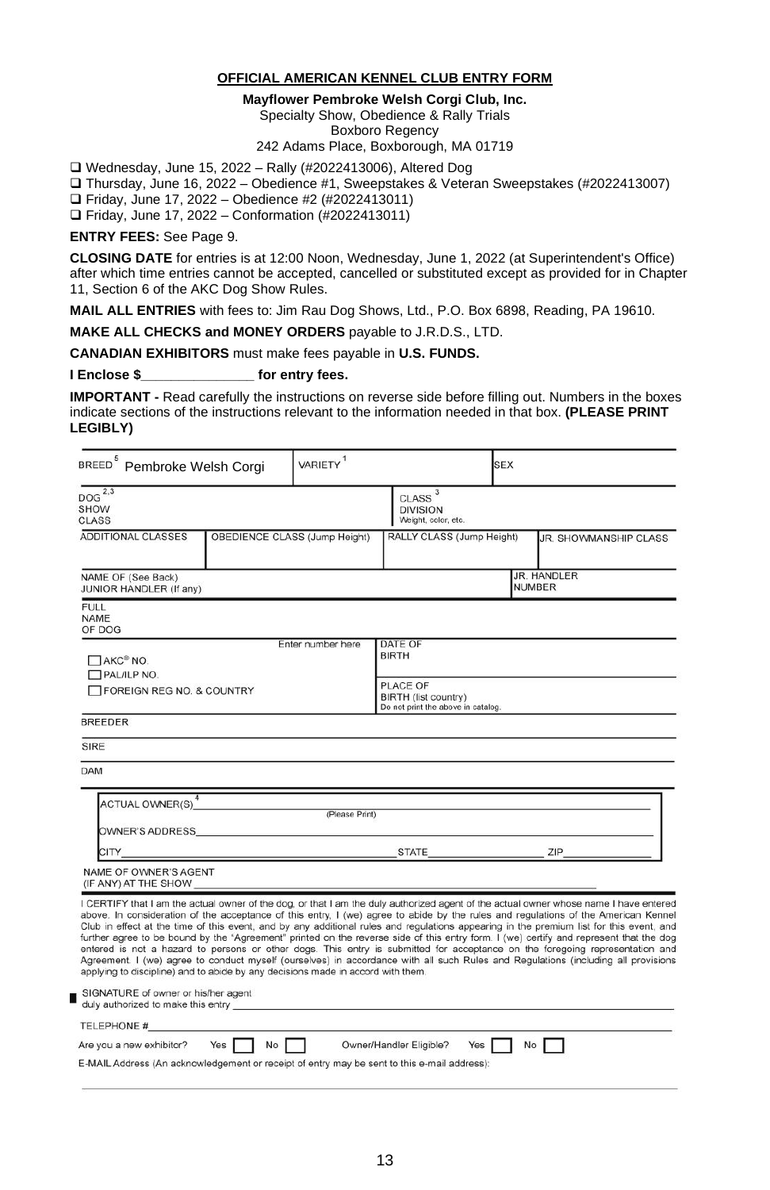**OFFICIAL AMERICAN KENNEL CLUB ENTRY FORM**

**Mayflower Pembroke Welsh Corgi Club, Inc.**
Specialty Show, Obedience & Rally Trials
Boxboro Regency
242 Adams Place, Boxborough, MA 01719

- ❑ Wednesday, June 15, 2022 – Rally (#2022413006), Altered Dog
- ❑ Thursday, June 16, 2022 – Obedience #1, Sweepstakes & Veteran Sweepstakes (#2022413007)
- ❑ Friday, June 17, 2022 – Obedience #2 (#2022413011)
- ❑ Friday, June 17, 2022 – Conformation (#2022413011)

**ENTRY FEES:** See Page 9.

**CLOSING DATE** for entries is at 12:00 Noon, Wednesday, June 1, 2022 (at Superintendent's Office) after which time entries cannot be accepted, cancelled or substituted except as provided for in Chapter 11, Section 6 of the AKC Dog Show Rules.

**MAIL ALL ENTRIES** with fees to: Jim Rau Dog Shows, Ltd., P.O. Box 6898, Reading, PA 19610.

**MAKE ALL CHECKS and MONEY ORDERS** payable to J.R.D.S., LTD.

**CANADIAN EXHIBITORS** must make fees payable in **U.S. FUNDS.**

**I Enclose $_______________ for entry fees.**

**IMPORTANT -** Read carefully the instructions on reverse side before filling out. Numbers in the boxes indicate sections of the instructions relevant to the information needed in that box. **(PLEASE PRINT LEGIBLY)**

| BREED [5] Pembroke Welsh Corgi | VARIETY [1] | | SEX |
|---|---|---|---|
| DOG [2,3] SHOW CLASS | | CLASS [3] DIVISION Weight, color, etc. | |
| ADDITIONAL CLASSES | OBEDIENCE CLASS (Jump Height) | RALLY CLASS (Jump Height) | JR. SHOWMANSHIP CLASS |
| NAME OF (See Back) JUNIOR HANDLER (If any) | | | JR. HANDLER NUMBER |

FULL NAME OF DOG

| ☐ AKC® NO. ☐ PAL/ILP NO. ☐ FOREIGN REG NO. & COUNTRY | Enter number here | DATE OF BIRTH |
|---|---|---|
| | | PLACE OF BIRTH (list country) Do not print the above in catalog. |

BREEDER

SIRE

DAM

ACTUAL OWNER(S)[4] ______________________ (Please Print)

OWNER'S ADDRESS ______________________

CITY ______________________ STATE ______________ ZIP ______________

NAME OF OWNER'S AGENT (IF ANY) AT THE SHOW ______________________

I CERTIFY that I am the actual owner of the dog, or that I am the duly authorized agent of the actual owner whose name I have entered above. In consideration of the acceptance of this entry, I (we) agree to abide by the rules and regulations of the American Kennel Club in effect at the time of this event, and by any additional rules and regulations appearing in the premium list for this event, and further agree to be bound by the "Agreement" printed on the reverse side of this entry form. I (we) certify and represent that the dog entered is not a hazard to persons or other dogs. This entry is submitted for acceptance on the foregoing representation and Agreement. I (we) agree to conduct myself (ourselves) in accordance with all such Rules and Regulations (including all provisions applying to discipline) and to abide by any decisions made in accord with them.

SIGNATURE of owner or his/her agent duly authorized to make this entry ______________________

TELEPHONE # ______________________

Are you a new exhibitor? Yes ☐ No ☐     Owner/Handler Eligible? Yes ☐ No ☐

E-MAIL Address (An acknowledgement or receipt of entry may be sent to this e-mail address):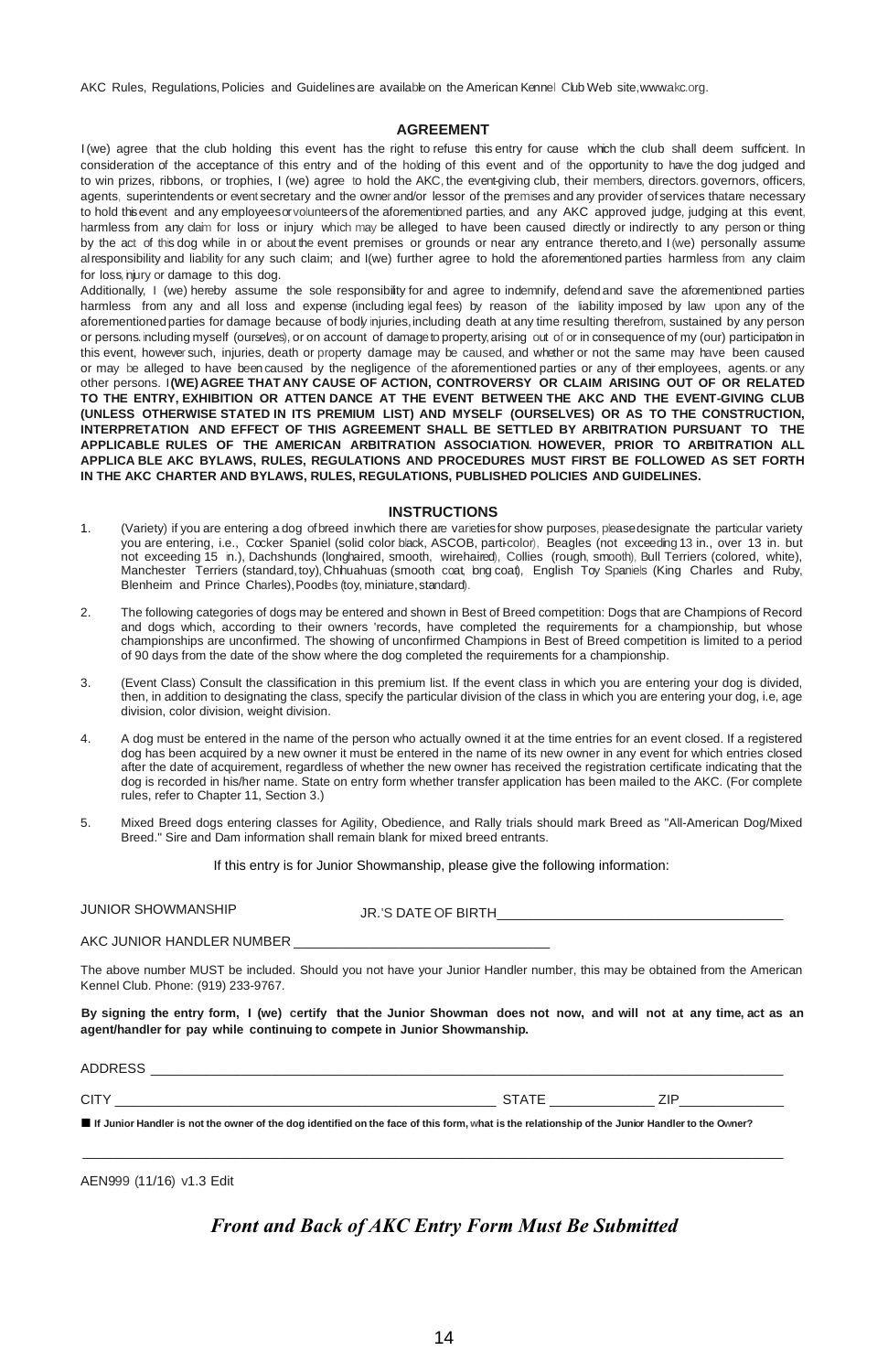AKC Rules, Regulations, Policies and Guidelines are available on the American Kennel Club Web site, www.akc.org.

## AGREEMENT

I (we) agree that the club holding this event has the right to refuse this entry for cause which the club shall deem sufficient. In consideration of the acceptance of this entry and of the holding of this event and of the opportunity to have the dog judged and to win prizes, ribbons, or trophies, I (we) agree to hold the AKC, the event-giving club, their members, directors, governors, officers, agents, superintendents or event secretary and the owner and/or lessor of the premises and any provider of services that are necessary to hold this event and any employees or volunteers of the aforementioned parties, and any AKC approved judge, judging at this event, harmless from any claim for loss or injury which may be alleged to have been caused directly or indirectly to any person or thing by the act of this dog while in or about the event premises or grounds or near any entrance thereto, and I (we) personally assume all responsibility and liability for any such claim; and I (we) further agree to hold the aforementioned parties harmless from any claim for loss, injury or damage to this dog.

Additionally, I (we) hereby assume the sole responsibility for and agree to indemnify, defend and save the aforementioned parties harmless from any and all loss and expense (including legal fees) by reason of the liability imposed by law upon any of the aforementioned parties for damage because of bodily injuries, including death at any time resulting therefrom, sustained by any person or persons, including myself (ourselves), or on account of damage to property, arising out of or in consequence of my (our) participation in this event, however such, injuries, death or property damage may be caused, and whether or not the same may have been caused or may be alleged to have been caused by the negligence of the aforementioned parties or any of their employees, agents, or any other persons. **I (WE) AGREE THAT ANY CAUSE OF ACTION, CONTROVERSY OR CLAIM ARISING OUT OF OR RELATED TO THE ENTRY, EXHIBITION OR ATTEN DANCE AT THE EVENT BETWEEN THE AKC AND THE EVENT-GIVING CLUB (UNLESS OTHERWISE STATED IN ITS PREMIUM LIST) AND MYSELF (OURSELVES) OR AS TO THE CONSTRUCTION, INTERPRETATION AND EFFECT OF THIS AGREEMENT SHALL BE SETTLED BY ARBITRATION PURSUANT TO THE APPLICABLE RULES OF THE AMERICAN ARBITRATION ASSOCIATION. HOWEVER, PRIOR TO ARBITRATION ALL APPLICA BLE AKC BYLAWS, RULES, REGULATIONS AND PROCEDURES MUST FIRST BE FOLLOWED AS SET FORTH IN THE AKC CHARTER AND BYLAWS, RULES, REGULATIONS, PUBLISHED POLICIES AND GUIDELINES.**

## INSTRUCTIONS

1. (Variety) if you are entering a dog of breed in which there are varieties for show purposes, please designate the particular variety you are entering, i.e., Cocker Spaniel (solid color black, ASCOB, parti-color), Beagles (not exceeding 13 in., over 13 in. but not exceeding 15 in.), Dachshunds (longhaired, smooth, wirehaired), Collies (rough, smooth), Bull Terriers (colored, white), Manchester Terriers (standard, toy), Chihuahuas (smooth coat, long coat), English Toy Spaniels (King Charles and Ruby, Blenheim and Prince Charles), Poodles (toy, miniature, standard).

2. The following categories of dogs may be entered and shown in Best of Breed competition: Dogs that are Champions of Record and dogs which, according to their owners 'records, have completed the requirements for a championship, but whose championships are unconfirmed. The showing of unconfirmed Champions in Best of Breed competition is limited to a period of 90 days from the date of the show where the dog completed the requirements for a championship.

3. (Event Class) Consult the classification in this premium list. If the event class in which you are entering your dog is divided, then, in addition to designating the class, specify the particular division of the class in which you are entering your dog, i.e, age division, color division, weight division.

4. A dog must be entered in the name of the person who actually owned it at the time entries for an event closed. If a registered dog has been acquired by a new owner it must be entered in the name of its new owner in any event for which entries closed after the date of acquirement, regardless of whether the new owner has received the registration certificate indicating that the dog is recorded in his/her name. State on entry form whether transfer application has been mailed to the AKC. (For complete rules, refer to Chapter 11, Section 3.)

5. Mixed Breed dogs entering classes for Agility, Obedience, and Rally trials should mark Breed as "All-American Dog/Mixed Breed." Sire and Dam information shall remain blank for mixed breed entrants.

If this entry is for Junior Showmanship, please give the following information:

JUNIOR SHOWMANSHIP JR.'S DATE OF BIRTH_______________________________

AKC JUNIOR HANDLER NUMBER _______________________________

The above number MUST be included. Should you not have your Junior Handler number, this may be obtained from the American Kennel Club. Phone: (919) 233-9767.

**By signing the entry form, I (we) certify that the Junior Showman does not now, and will not at any time, act as an agent/handler for pay while continuing to compete in Junior Showmanship.**

ADDRESS _______________________________________________

CITY _______________________________ STATE ___________ ZIP___________

■ **If Junior Handler is not the owner of the dog identified on the face of this form, what is the relationship of the Junior Handler to the Owner?**

_______________________________________________

AEN999 (11/16) v1.3 Edit

***Front and Back of AKC Entry Form Must Be Submitted***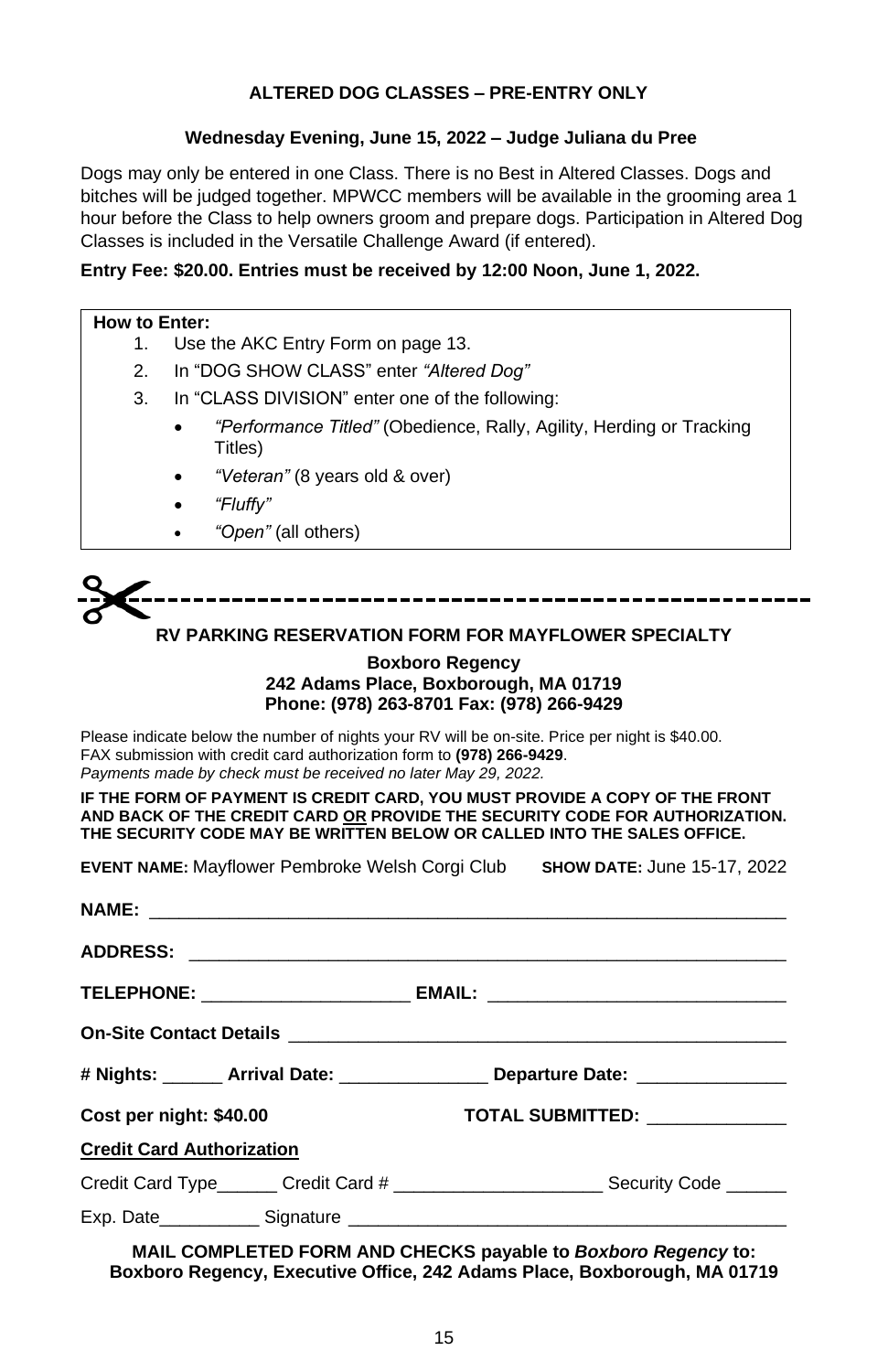**ALTERED DOG CLASSES – PRE-ENTRY ONLY**

**Wednesday Evening, June 15, 2022 – Judge Juliana du Pree**

Dogs may only be entered in one Class. There is no Best in Altered Classes. Dogs and bitches will be judged together. MPWCC members will be available in the grooming area 1 hour before the Class to help owners groom and prepare dogs. Participation in Altered Dog Classes is included in the Versatile Challenge Award (if entered).

**Entry Fee: $20.00. Entries must be received by 12:00 Noon, June 1, 2022.**

**How to Enter:**

1. Use the AKC Entry Form on page 13.
2. In "DOG SHOW CLASS" enter *"Altered Dog"*
3. In "CLASS DIVISION" enter one of the following:
   - *"Performance Titled"* (Obedience, Rally, Agility, Herding or Tracking Titles)
   - *"Veteran"* (8 years old & over)
   - *"Fluffy"*
   - *"Open"* (all others)

---

**RV PARKING RESERVATION FORM FOR MAYFLOWER SPECIALTY**

**Boxboro Regency**
**242 Adams Place, Boxborough, MA 01719**
**Phone: (978) 263-8701 Fax: (978) 266-9429**

Please indicate below the number of nights your RV will be on-site. Price per night is $40.00.
FAX submission with credit card authorization form to **(978) 266-9429**.
*Payments made by check must be received no later May 29, 2022.*

**IF THE FORM OF PAYMENT IS CREDIT CARD, YOU MUST PROVIDE A COPY OF THE FRONT AND BACK OF THE CREDIT CARD OR PROVIDE THE SECURITY CODE FOR AUTHORIZATION. THE SECURITY CODE MAY BE WRITTEN BELOW OR CALLED INTO THE SALES OFFICE.**

**EVENT NAME:** Mayflower Pembroke Welsh Corgi Club **SHOW DATE:** June 15-17, 2022

**NAME:** ________________________________________________

**ADDRESS:** ________________________________________________

**TELEPHONE:** ____________________ **EMAIL:** ____________________________

**On-Site Contact Details** ________________________________________________

**# Nights:** ______ **Arrival Date:** ______________ **Departure Date:** ______________

**Cost per night: $40.00** **TOTAL SUBMITTED:** ______________

**Credit Card Authorization**

Credit Card Type______ Credit Card # ____________________ Security Code ______

Exp. Date__________ Signature ____________________________________________

**MAIL COMPLETED FORM AND CHECKS payable to *Boxboro Regency* to:**
**Boxboro Regency, Executive Office, 242 Adams Place, Boxborough, MA 01719**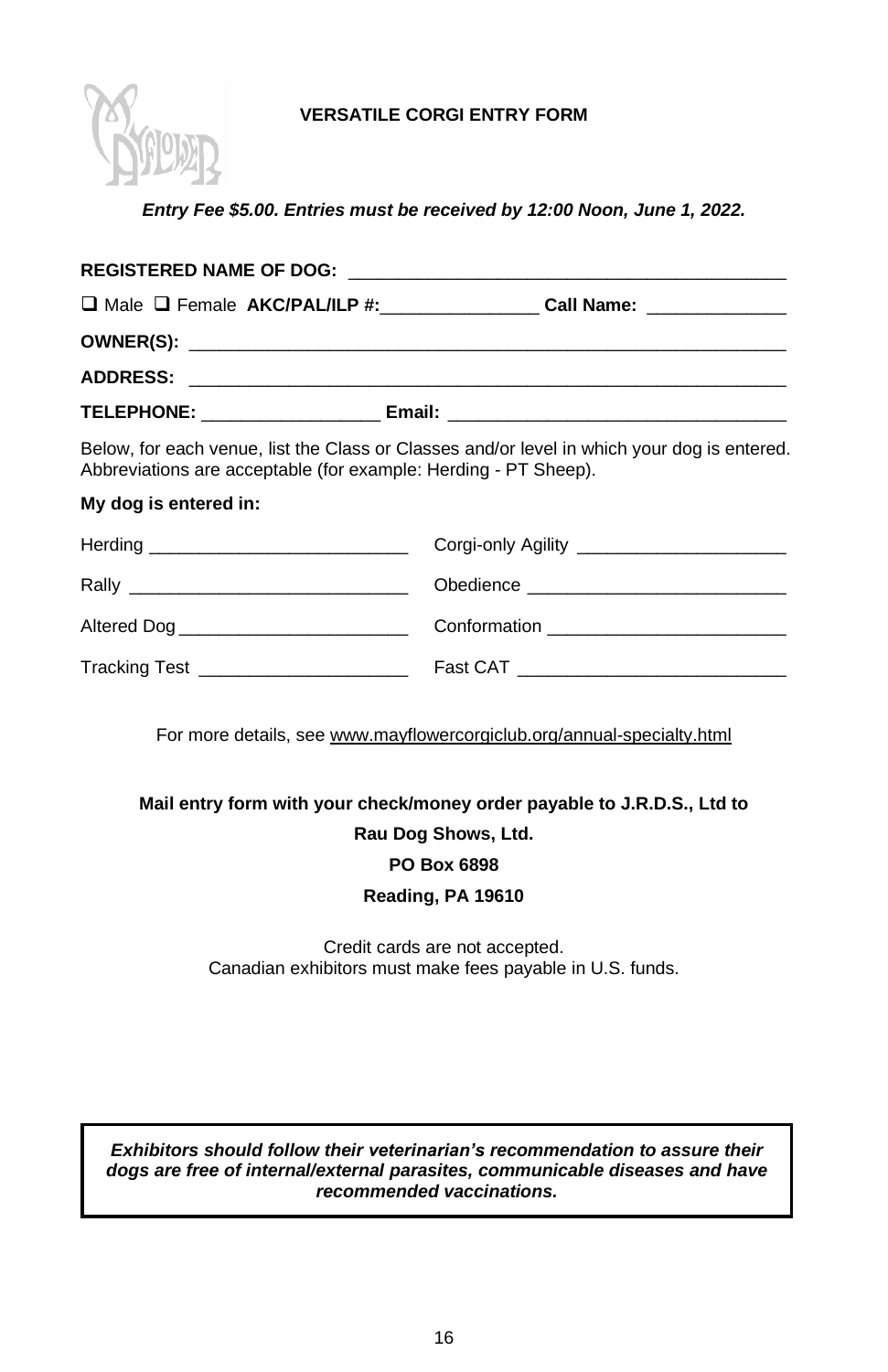# VERSATILE CORGI ENTRY FORM

***Entry Fee $5.00. Entries must be received by 12:00 Noon, June 1, 2022.***

**REGISTERED NAME OF DOG:** ___________________________________________

❑ Male ❑ Female **AKC/PAL/ILP #:**________________ **Call Name:** ______________

**OWNER(S):** _____________________________________________________________

**ADDRESS:** ______________________________________________________________

**TELEPHONE:** __________________ **Email:** ___________________________________

Below, for each venue, list the Class or Classes and/or level in which your dog is entered. Abbreviations are acceptable (for example: Herding - PT Sheep).

**My dog is entered in:**

Herding ___________________________

Corgi-only Agility _____________________

Rally _____________________________

Obedience __________________________

Altered Dog _______________________

Conformation ________________________

Tracking Test _____________________

Fast CAT ___________________________

For more details, see www.mayflowercorgiclub.org/annual-specialty.html

**Mail entry form with your check/money order payable to J.R.D.S., Ltd to**

**Rau Dog Shows, Ltd.**

**PO Box 6898**

**Reading, PA 19610**

Credit cards are not accepted.
Canadian exhibitors must make fees payable in U.S. funds.

***Exhibitors should follow their veterinarian's recommendation to assure their dogs are free of internal/external parasites, communicable diseases and have recommended vaccinations.***